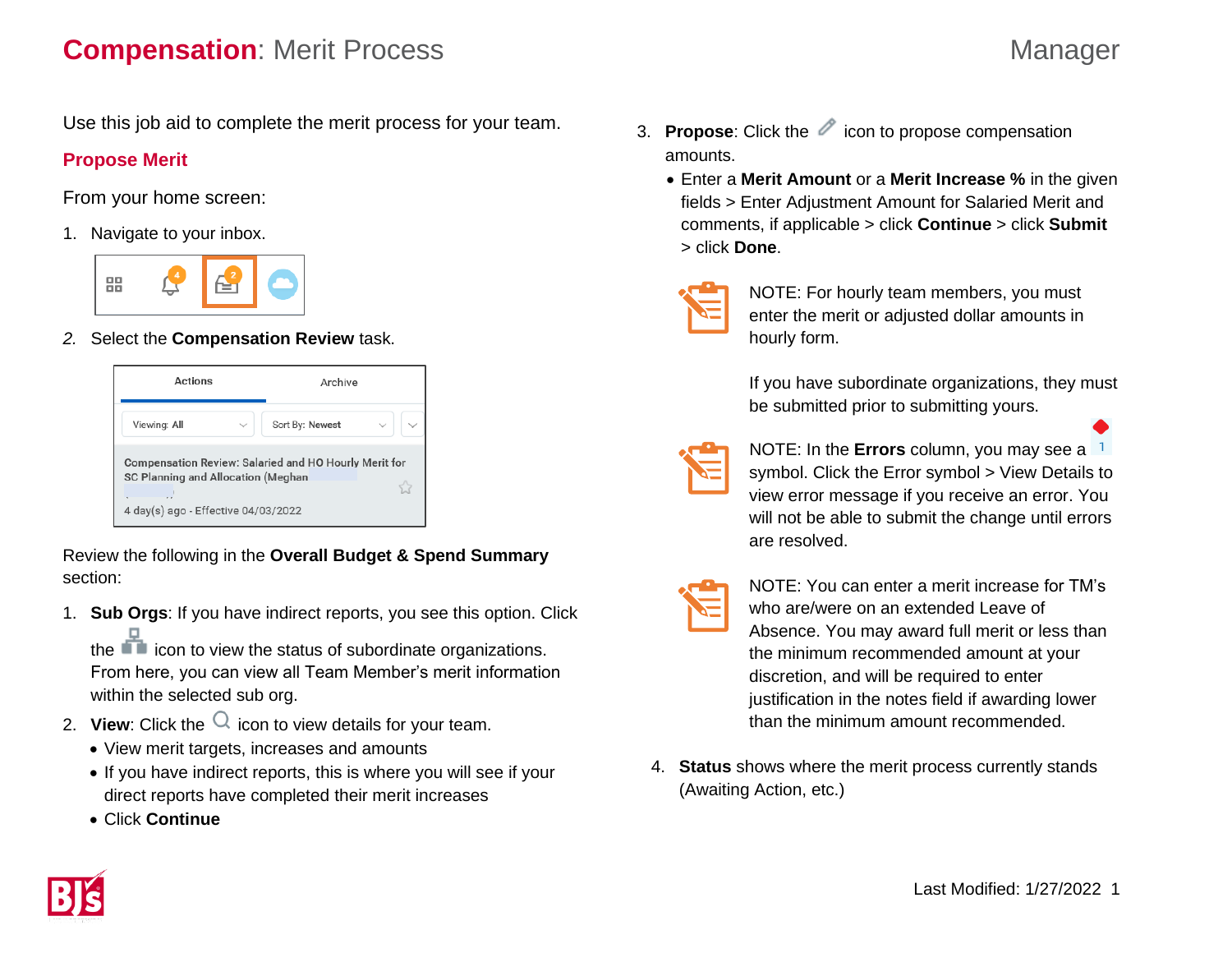# **Compensation**: Merit Process

Manager

Use this job aid to complete the merit process for your team.

## Propose Merit

From your home screen:

1. Navigate to your inbox.
2. Select the **Compensation Review** task.

Review the following in the **Overall Budget & Spend Summary** section:

1. **Sub Orgs**: If you have indirect reports, you see this option. Click the icon to view the status of subordinate organizations. From here, you can view all Team Member's merit information within the selected sub org.
2. **View**: Click the icon to view details for your team.
   - View merit targets, increases and amounts
   - If you have indirect reports, this is where you will see if your direct reports have completed their merit increases
   - Click **Continue**
3. **Propose**: Click the icon to propose compensation amounts.
   - Enter a **Merit Amount** or a **Merit Increase %** in the given fields > Enter Adjustment Amount for Salaried Merit and comments, if applicable > click **Continue** > click **Submit** > click **Done**.

NOTE: For hourly team members, you must enter the merit or adjusted dollar amounts in hourly form.

If you have subordinate organizations, they must be submitted prior to submitting yours.

NOTE: In the **Errors** column, you may see a symbol. Click the Error symbol > View Details to view error message if you receive an error. You will not be able to submit the change until errors are resolved.

NOTE: You can enter a merit increase for TM's who are/were on an extended Leave of Absence. You may award full merit or less than the minimum recommended amount at your discretion, and will be required to enter justification in the notes field if awarding lower than the minimum amount recommended.

4. **Status** shows where the merit process currently stands (Awaiting Action, etc.)

Last Modified: 1/27/2022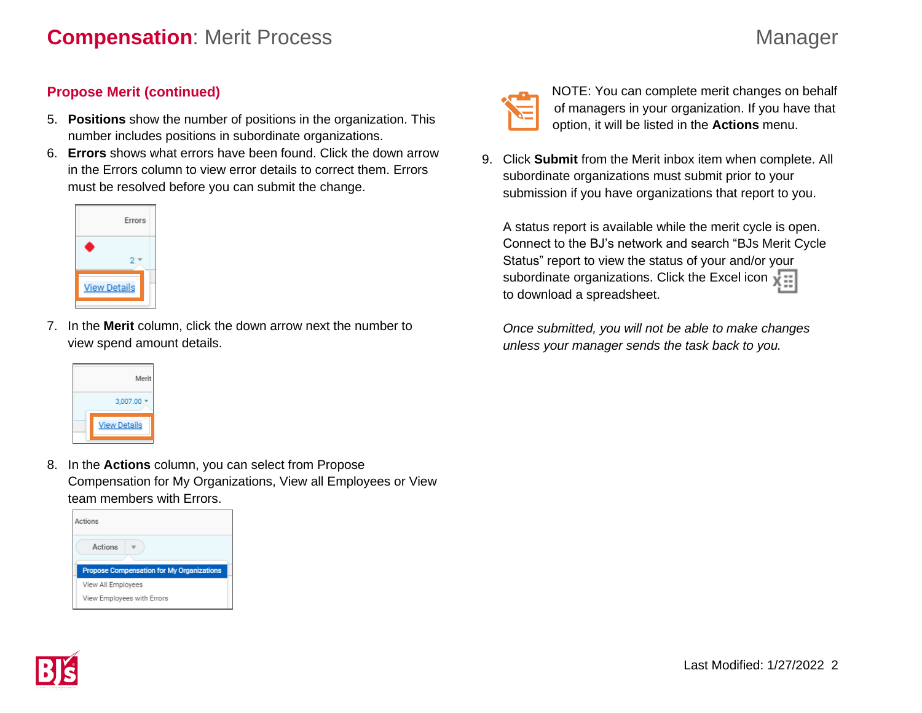# Compensation: Merit Process

## Propose Merit (continued)

5. **Positions** show the number of positions in the organization. This number includes positions in subordinate organizations.
6. **Errors** shows what errors have been found. Click the down arrow in the Errors column to view error details to correct them. Errors must be resolved before you can submit the change.

7. In the **Merit** column, click the down arrow next the number to view spend amount details.

8. In the **Actions** column, you can select from Propose Compensation for My Organizations, View all Employees or View team members with Errors.

NOTE: You can complete merit changes on behalf of managers in your organization. If you have that option, it will be listed in the **Actions** menu.

9. Click **Submit** from the Merit inbox item when complete. All subordinate organizations must submit prior to your submission if you have organizations that report to you.

   A status report is available while the merit cycle is open. Connect to the BJ's network and search "BJs Merit Cycle Status" report to view the status of your and/or your subordinate organizations. Click the Excel icon to download a spreadsheet.

   *Once submitted, you will not be able to make changes unless your manager sends the task back to you.*

Last Modified: 1/27/2022